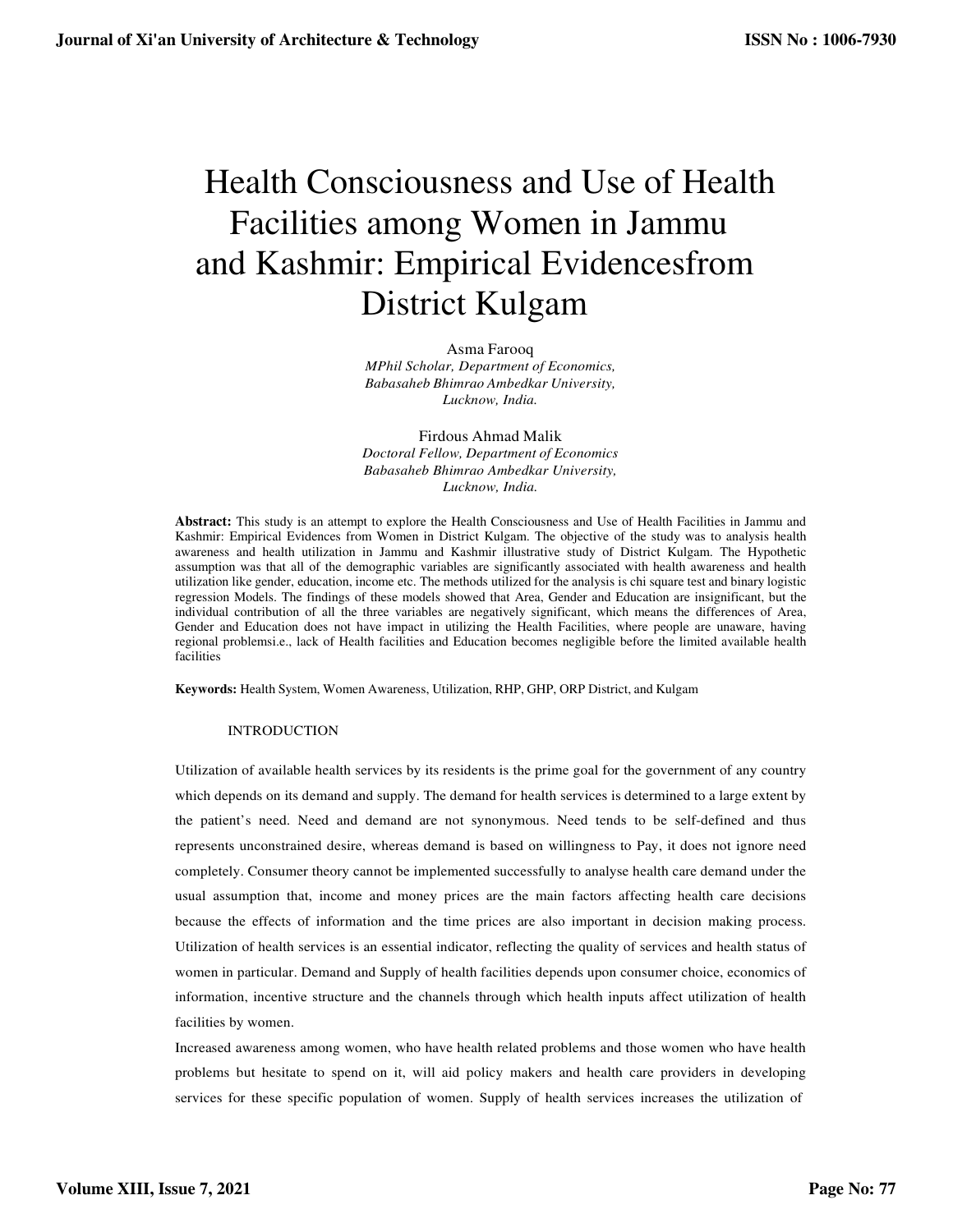# Health Consciousness and Use of Health Facilities among Women in Jammu and Kashmir: Empirical Evidencesfrom District Kulgam

Asma Farooq
*MPhil Scholar, Department of Economics,*
*Babasaheb Bhimrao Ambedkar University,*
*Lucknow, India.*

Firdous Ahmad Malik
*Doctoral Fellow, Department of Economics*
*Babasaheb Bhimrao Ambedkar University,*
*Lucknow, India.*

**Abstract:** This study is an attempt to explore the Health Consciousness and Use of Health Facilities in Jammu and Kashmir: Empirical Evidences from Women in District Kulgam. The objective of the study was to analysis health awareness and health utilization in Jammu and Kashmir illustrative study of District Kulgam. The Hypothetic assumption was that all of the demographic variables are significantly associated with health awareness and health utilization like gender, education, income etc. The methods utilized for the analysis is chi square test and binary logistic regression Models. The findings of these models showed that Area, Gender and Education are insignificant, but the individual contribution of all the three variables are negatively significant, which means the differences of Area, Gender and Education does not have impact in utilizing the Health Facilities, where people are unaware, having regional problemsi.e., lack of Health facilities and Education becomes negligible before the limited available health facilities

**Keywords:** Health System, Women Awareness, Utilization, RHP, GHP, ORP District, and Kulgam

## INTRODUCTION

Utilization of available health services by its residents is the prime goal for the government of any country which depends on its demand and supply. The demand for health services is determined to a large extent by the patient's need. Need and demand are not synonymous. Need tends to be self-defined and thus represents unconstrained desire, whereas demand is based on willingness to Pay, it does not ignore need completely. Consumer theory cannot be implemented successfully to analyse health care demand under the usual assumption that, income and money prices are the main factors affecting health care decisions because the effects of information and the time prices are also important in decision making process. Utilization of health services is an essential indicator, reflecting the quality of services and health status of women in particular. Demand and Supply of health facilities depends upon consumer choice, economics of information, incentive structure and the channels through which health inputs affect utilization of health facilities by women.

Increased awareness among women, who have health related problems and those women who have health problems but hesitate to spend on it, will aid policy makers and health care providers in developing services for these specific population of women. Supply of health services increases the utilization of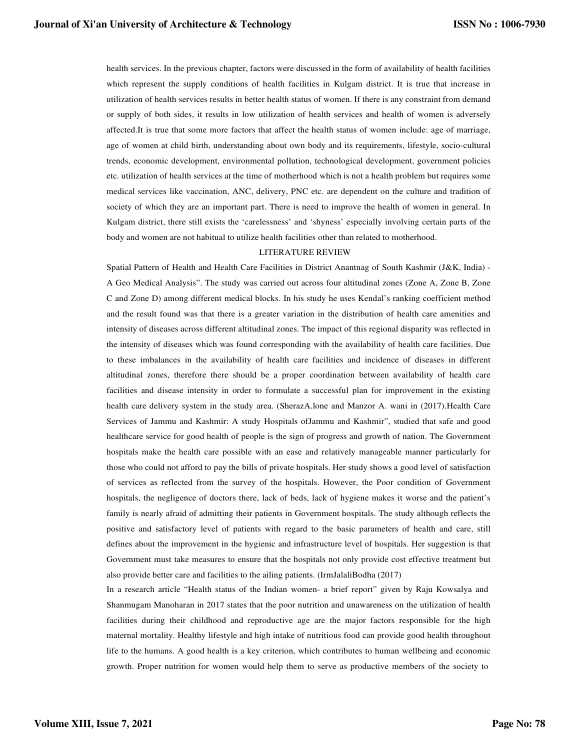health services. In the previous chapter, factors were discussed in the form of availability of health facilities which represent the supply conditions of health facilities in Kulgam district. It is true that increase in utilization of health services results in better health status of women. If there is any constraint from demand or supply of both sides, it results in low utilization of health services and health of women is adversely affected.It is true that some more factors that affect the health status of women include: age of marriage, age of women at child birth, understanding about own body and its requirements, lifestyle, socio-cultural trends, economic development, environmental pollution, technological development, government policies etc. utilization of health services at the time of motherhood which is not a health problem but requires some medical services like vaccination, ANC, delivery, PNC etc. are dependent on the culture and tradition of society of which they are an important part. There is need to improve the health of women in general. In Kulgam district, there still exists the 'carelessness' and 'shyness' especially involving certain parts of the body and women are not habitual to utilize health facilities other than related to motherhood.

## LITERATURE REVIEW

Spatial Pattern of Health and Health Care Facilities in District Anantnag of South Kashmir (J&K, India) - A Geo Medical Analysis". The study was carried out across four altitudinal zones (Zone A, Zone B, Zone C and Zone D) among different medical blocks. In his study he uses Kendal's ranking coefficient method and the result found was that there is a greater variation in the distribution of health care amenities and intensity of diseases across different altitudinal zones. The impact of this regional disparity was reflected in the intensity of diseases which was found corresponding with the availability of health care facilities. Due to these imbalances in the availability of health care facilities and incidence of diseases in different altitudinal zones, therefore there should be a proper coordination between availability of health care facilities and disease intensity in order to formulate a successful plan for improvement in the existing health care delivery system in the study area. (SherazA.lone and Manzor A. wani in (2017).Health Care Services of Jammu and Kashmir: A study Hospitals ofJammu and Kashmir", studied that safe and good healthcare service for good health of people is the sign of progress and growth of nation. The Government hospitals make the health care possible with an ease and relatively manageable manner particularly for those who could not afford to pay the bills of private hospitals. Her study shows a good level of satisfaction of services as reflected from the survey of the hospitals. However, the Poor condition of Government hospitals, the negligence of doctors there, lack of beds, lack of hygiene makes it worse and the patient's family is nearly afraid of admitting their patients in Government hospitals. The study although reflects the positive and satisfactory level of patients with regard to the basic parameters of health and care, still defines about the improvement in the hygienic and infrastructure level of hospitals. Her suggestion is that Government must take measures to ensure that the hospitals not only provide cost effective treatment but also provide better care and facilities to the ailing patients. (IrmJalaliBodha (2017)

In a research article "Health status of the Indian women- a brief report" given by Raju Kowsalya and Shanmugam Manoharan in 2017 states that the poor nutrition and unawareness on the utilization of health facilities during their childhood and reproductive age are the major factors responsible for the high maternal mortality. Healthy lifestyle and high intake of nutritious food can provide good health throughout life to the humans. A good health is a key criterion, which contributes to human wellbeing and economic growth. Proper nutrition for women would help them to serve as productive members of the society to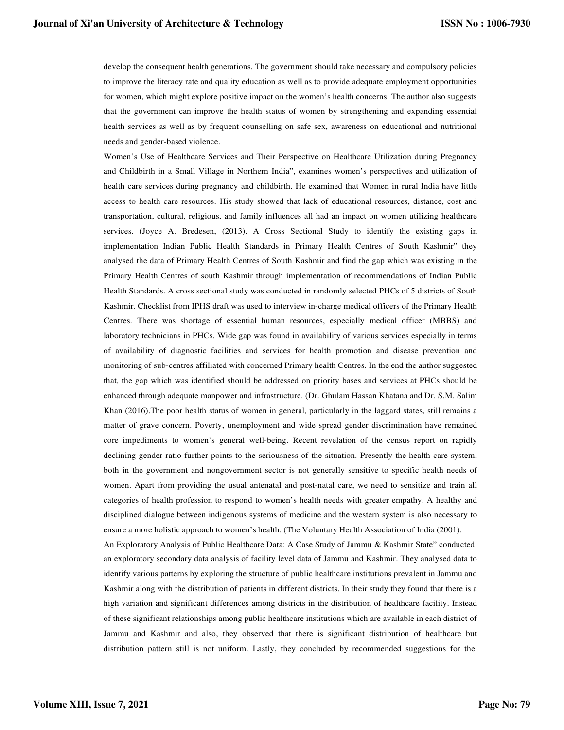develop the consequent health generations. The government should take necessary and compulsory policies to improve the literacy rate and quality education as well as to provide adequate employment opportunities for women, which might explore positive impact on the women's health concerns. The author also suggests that the government can improve the health status of women by strengthening and expanding essential health services as well as by frequent counselling on safe sex, awareness on educational and nutritional needs and gender-based violence.

Women's Use of Healthcare Services and Their Perspective on Healthcare Utilization during Pregnancy and Childbirth in a Small Village in Northern India", examines women's perspectives and utilization of health care services during pregnancy and childbirth. He examined that Women in rural India have little access to health care resources. His study showed that lack of educational resources, distance, cost and transportation, cultural, religious, and family influences all had an impact on women utilizing healthcare services. (Joyce A. Bredesen, (2013). A Cross Sectional Study to identify the existing gaps in implementation Indian Public Health Standards in Primary Health Centres of South Kashmir" they analysed the data of Primary Health Centres of South Kashmir and find the gap which was existing in the Primary Health Centres of south Kashmir through implementation of recommendations of Indian Public Health Standards. A cross sectional study was conducted in randomly selected PHCs of 5 districts of South Kashmir. Checklist from IPHS draft was used to interview in-charge medical officers of the Primary Health Centres. There was shortage of essential human resources, especially medical officer (MBBS) and laboratory technicians in PHCs. Wide gap was found in availability of various services especially in terms of availability of diagnostic facilities and services for health promotion and disease prevention and monitoring of sub-centres affiliated with concerned Primary health Centres. In the end the author suggested that, the gap which was identified should be addressed on priority bases and services at PHCs should be enhanced through adequate manpower and infrastructure. (Dr. Ghulam Hassan Khatana and Dr. S.M. Salim Khan (2016).The poor health status of women in general, particularly in the laggard states, still remains a matter of grave concern. Poverty, unemployment and wide spread gender discrimination have remained core impediments to women's general well-being. Recent revelation of the census report on rapidly declining gender ratio further points to the seriousness of the situation. Presently the health care system, both in the government and nongovernment sector is not generally sensitive to specific health needs of women. Apart from providing the usual antenatal and post-natal care, we need to sensitize and train all categories of health profession to respond to women's health needs with greater empathy. A healthy and disciplined dialogue between indigenous systems of medicine and the western system is also necessary to ensure a more holistic approach to women's health. (The Voluntary Health Association of India (2001).

An Exploratory Analysis of Public Healthcare Data: A Case Study of Jammu & Kashmir State" conducted an exploratory secondary data analysis of facility level data of Jammu and Kashmir. They analysed data to identify various patterns by exploring the structure of public healthcare institutions prevalent in Jammu and Kashmir along with the distribution of patients in different districts. In their study they found that there is a high variation and significant differences among districts in the distribution of healthcare facility. Instead of these significant relationships among public healthcare institutions which are available in each district of Jammu and Kashmir and also, they observed that there is significant distribution of healthcare but distribution pattern still is not uniform. Lastly, they concluded by recommended suggestions for the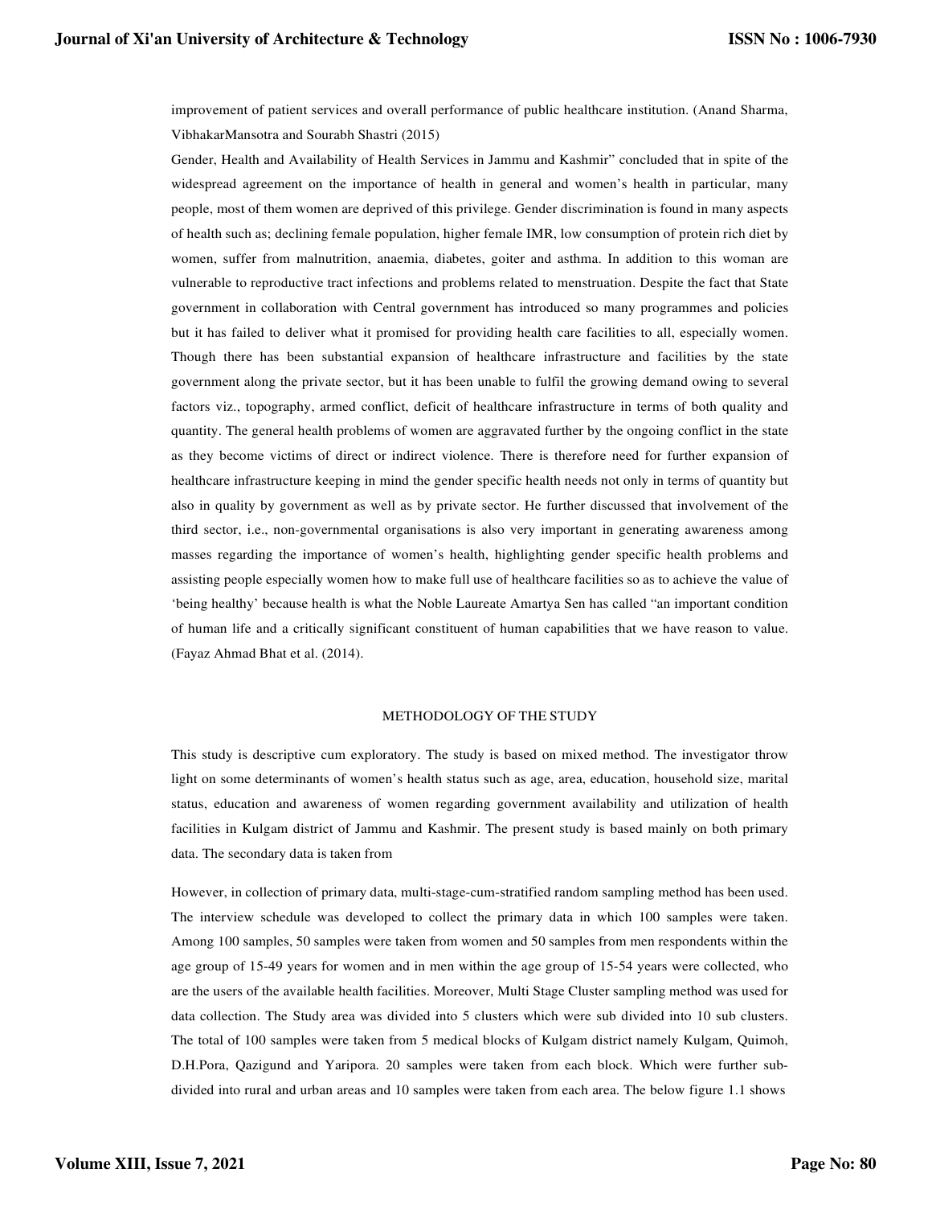improvement of patient services and overall performance of public healthcare institution. (Anand Sharma, VibhakarMansotra and Sourabh Shastri (2015)

Gender, Health and Availability of Health Services in Jammu and Kashmir" concluded that in spite of the widespread agreement on the importance of health in general and women's health in particular, many people, most of them women are deprived of this privilege. Gender discrimination is found in many aspects of health such as; declining female population, higher female IMR, low consumption of protein rich diet by women, suffer from malnutrition, anaemia, diabetes, goiter and asthma. In addition to this woman are vulnerable to reproductive tract infections and problems related to menstruation. Despite the fact that State government in collaboration with Central government has introduced so many programmes and policies but it has failed to deliver what it promised for providing health care facilities to all, especially women. Though there has been substantial expansion of healthcare infrastructure and facilities by the state government along the private sector, but it has been unable to fulfil the growing demand owing to several factors viz., topography, armed conflict, deficit of healthcare infrastructure in terms of both quality and quantity. The general health problems of women are aggravated further by the ongoing conflict in the state as they become victims of direct or indirect violence. There is therefore need for further expansion of healthcare infrastructure keeping in mind the gender specific health needs not only in terms of quantity but also in quality by government as well as by private sector. He further discussed that involvement of the third sector, i.e., non-governmental organisations is also very important in generating awareness among masses regarding the importance of women's health, highlighting gender specific health problems and assisting people especially women how to make full use of healthcare facilities so as to achieve the value of 'being healthy' because health is what the Noble Laureate Amartya Sen has called "an important condition of human life and a critically significant constituent of human capabilities that we have reason to value. (Fayaz Ahmad Bhat et al. (2014).

## METHODOLOGY OF THE STUDY

This study is descriptive cum exploratory. The study is based on mixed method. The investigator throw light on some determinants of women's health status such as age, area, education, household size, marital status, education and awareness of women regarding government availability and utilization of health facilities in Kulgam district of Jammu and Kashmir. The present study is based mainly on both primary data. The secondary data is taken from

However, in collection of primary data, multi-stage-cum-stratified random sampling method has been used. The interview schedule was developed to collect the primary data in which 100 samples were taken. Among 100 samples, 50 samples were taken from women and 50 samples from men respondents within the age group of 15-49 years for women and in men within the age group of 15-54 years were collected, who are the users of the available health facilities. Moreover, Multi Stage Cluster sampling method was used for data collection. The Study area was divided into 5 clusters which were sub divided into 10 sub clusters. The total of 100 samples were taken from 5 medical blocks of Kulgam district namely Kulgam, Quimoh, D.H.Pora, Qazigund and Yaripora. 20 samples were taken from each block. Which were further sub-divided into rural and urban areas and 10 samples were taken from each area. The below figure 1.1 shows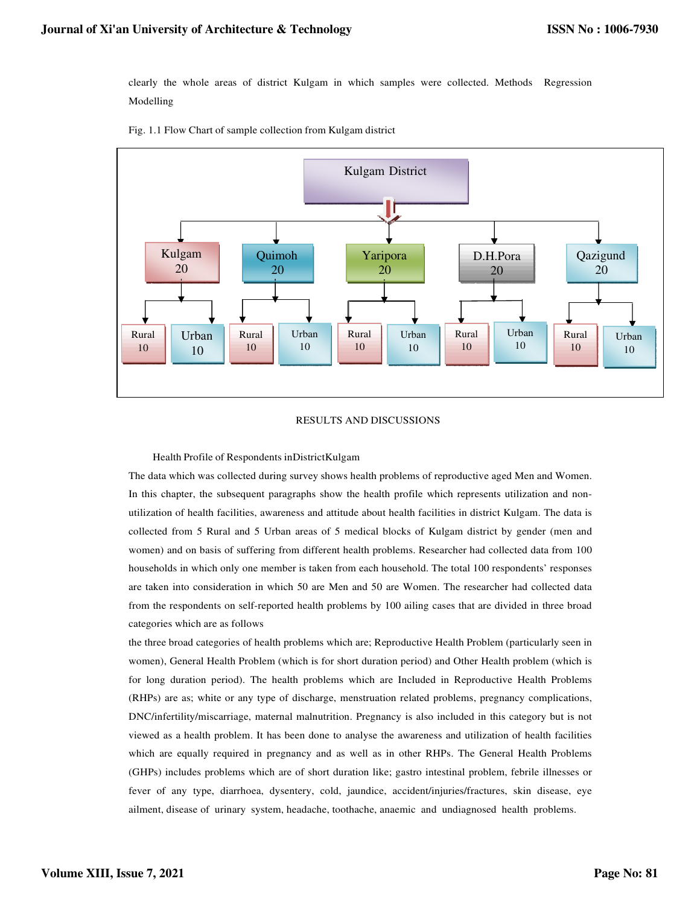clearly the whole areas of district Kulgam in which samples were collected. Methods Regression Modelling

Fig. 1.1 Flow Chart of sample collection from Kulgam district

Kulgam District

Kulgam 20 | Quimoh 20 | Yaripora 20 | D.H.Pora 20 | Qazigund 20

Rural 10 | Urban 10 | Rural 10 | Urban 10 | Rural 10 | Urban 10 | Rural 10 | Urban 10 | Rural 10 | Urban 10

## RESULTS AND DISCUSSIONS

### Health Profile of Respondents inDistrictKulgam

The data which was collected during survey shows health problems of reproductive aged Men and Women. In this chapter, the subsequent paragraphs show the health profile which represents utilization and non-utilization of health facilities, awareness and attitude about health facilities in district Kulgam. The data is collected from 5 Rural and 5 Urban areas of 5 medical blocks of Kulgam district by gender (men and women) and on basis of suffering from different health problems. Researcher had collected data from 100 households in which only one member is taken from each household. The total 100 respondents' responses are taken into consideration in which 50 are Men and 50 are Women. The researcher had collected data from the respondents on self-reported health problems by 100 ailing cases that are divided in three broad categories which are as follows

the three broad categories of health problems which are; Reproductive Health Problem (particularly seen in women), General Health Problem (which is for short duration period) and Other Health problem (which is for long duration period). The health problems which are Included in Reproductive Health Problems (RHPs) are as; white or any type of discharge, menstruation related problems, pregnancy complications, DNC/infertility/miscarriage, maternal malnutrition. Pregnancy is also included in this category but is not viewed as a health problem. It has been done to analyse the awareness and utilization of health facilities which are equally required in pregnancy and as well as in other RHPs. The General Health Problems (GHPs) includes problems which are of short duration like; gastro intestinal problem, febrile illnesses or fever of any type, diarrhoea, dysentery, cold, jaundice, accident/injuries/fractures, skin disease, eye ailment, disease of urinary system, headache, toothache, anaemic and undiagnosed health problems.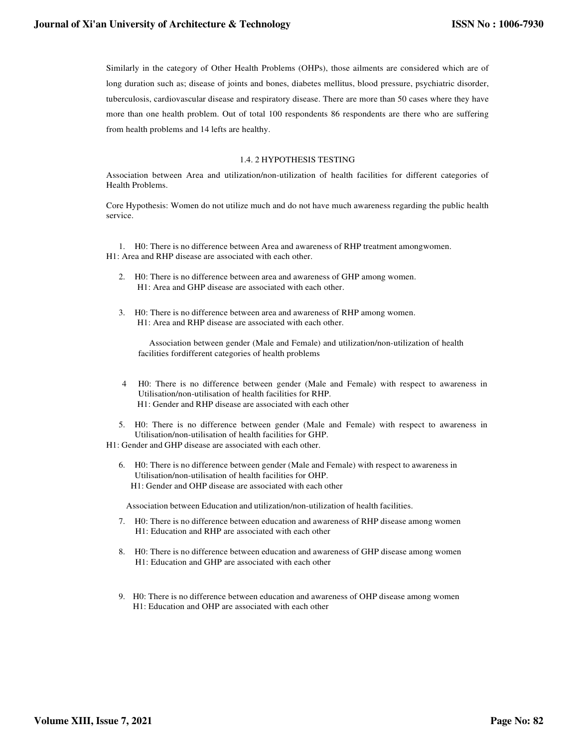Similarly in the category of Other Health Problems (OHPs), those ailments are considered which are of long duration such as; disease of joints and bones, diabetes mellitus, blood pressure, psychiatric disorder, tuberculosis, cardiovascular disease and respiratory disease. There are more than 50 cases where they have more than one health problem. Out of total 100 respondents 86 respondents are there who are suffering from health problems and 14 lefts are healthy.

### 1.4. 2 HYPOTHESIS TESTING

Association between Area and utilization/non-utilization of health facilities for different categories of Health Problems.

Core Hypothesis: Women do not utilize much and do not have much awareness regarding the public health service.

1. H0: There is no difference between Area and awareness of RHP treatment amongwomen.
   H1: Area and RHP disease are associated with each other.

2. H0: There is no difference between area and awareness of GHP among women.
   H1: Area and GHP disease are associated with each other.

3. H0: There is no difference between area and awareness of RHP among women.
   H1: Area and RHP disease are associated with each other.

Association between gender (Male and Female) and utilization/non-utilization of health facilities fordifferent categories of health problems

4. H0: There is no difference between gender (Male and Female) with respect to awareness in Utilisation/non-utilisation of health facilities for RHP.
   H1: Gender and RHP disease are associated with each other

5. H0: There is no difference between gender (Male and Female) with respect to awareness in Utilisation/non-utilisation of health facilities for GHP.
   H1: Gender and GHP disease are associated with each other.

6. H0: There is no difference between gender (Male and Female) with respect to awareness in Utilisation/non-utilisation of health facilities for OHP.
   H1: Gender and OHP disease are associated with each other

Association between Education and utilization/non-utilization of health facilities.

7. H0: There is no difference between education and awareness of RHP disease among women
   H1: Education and RHP are associated with each other

8. H0: There is no difference between education and awareness of GHP disease among women
   H1: Education and GHP are associated with each other

9. H0: There is no difference between education and awareness of OHP disease among women
   H1: Education and OHP are associated with each other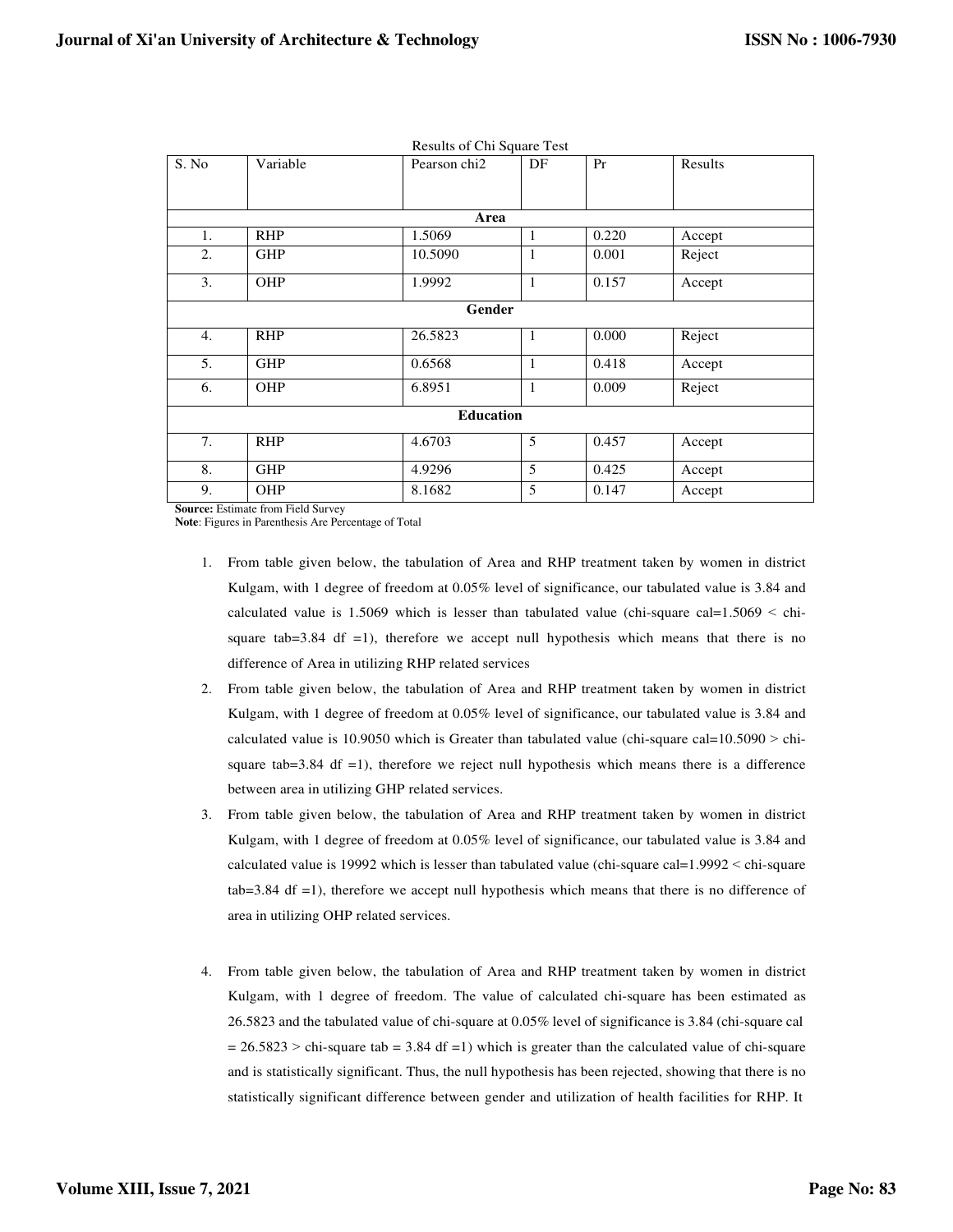Results of Chi Square Test

| S. No | Variable | Pearson chi2 | DF | Pr | Results |
|---|---|---|---|---|---|
| **Area** | | | | | |
| 1. | RHP | 1.5069 | 1 | 0.220 | Accept |
| 2. | GHP | 10.5090 | 1 | 0.001 | Reject |
| 3. | OHP | 1.9992 | 1 | 0.157 | Accept |
| **Gender** | | | | | |
| 4. | RHP | 26.5823 | 1 | 0.000 | Reject |
| 5. | GHP | 0.6568 | 1 | 0.418 | Accept |
| 6. | OHP | 6.8951 | 1 | 0.009 | Reject |
| **Education** | | | | | |
| 7. | RHP | 4.6703 | 5 | 0.457 | Accept |
| 8. | GHP | 4.9296 | 5 | 0.425 | Accept |
| 9. | OHP | 8.1682 | 5 | 0.147 | Accept |

**Source:** Estimate from Field Survey
**Note**: Figures in Parenthesis Are Percentage of Total

1. From table given below, the tabulation of Area and RHP treatment taken by women in district Kulgam, with 1 degree of freedom at 0.05% level of significance, our tabulated value is 3.84 and calculated value is 1.5069 which is lesser than tabulated value (chi-square cal=1.5069 < chi-square tab=3.84 df =1), therefore we accept null hypothesis which means that there is no difference of Area in utilizing RHP related services
2. From table given below, the tabulation of Area and RHP treatment taken by women in district Kulgam, with 1 degree of freedom at 0.05% level of significance, our tabulated value is 3.84 and calculated value is 10.9050 which is Greater than tabulated value (chi-square cal=10.5090 > chi-square tab=3.84 df =1), therefore we reject null hypothesis which means there is a difference between area in utilizing GHP related services.
3. From table given below, the tabulation of Area and RHP treatment taken by women in district Kulgam, with 1 degree of freedom at 0.05% level of significance, our tabulated value is 3.84 and calculated value is 19992 which is lesser than tabulated value (chi-square cal=1.9992 < chi-square tab=3.84 df =1), therefore we accept null hypothesis which means that there is no difference of area in utilizing OHP related services.

4. From table given below, the tabulation of Area and RHP treatment taken by women in district Kulgam, with 1 degree of freedom. The value of calculated chi-square has been estimated as 26.5823 and the tabulated value of chi-square at 0.05% level of significance is 3.84 (chi-square cal = 26.5823 > chi-square tab = 3.84 df =1) which is greater than the calculated value of chi-square and is statistically significant. Thus, the null hypothesis has been rejected, showing that there is no statistically significant difference between gender and utilization of health facilities for RHP. It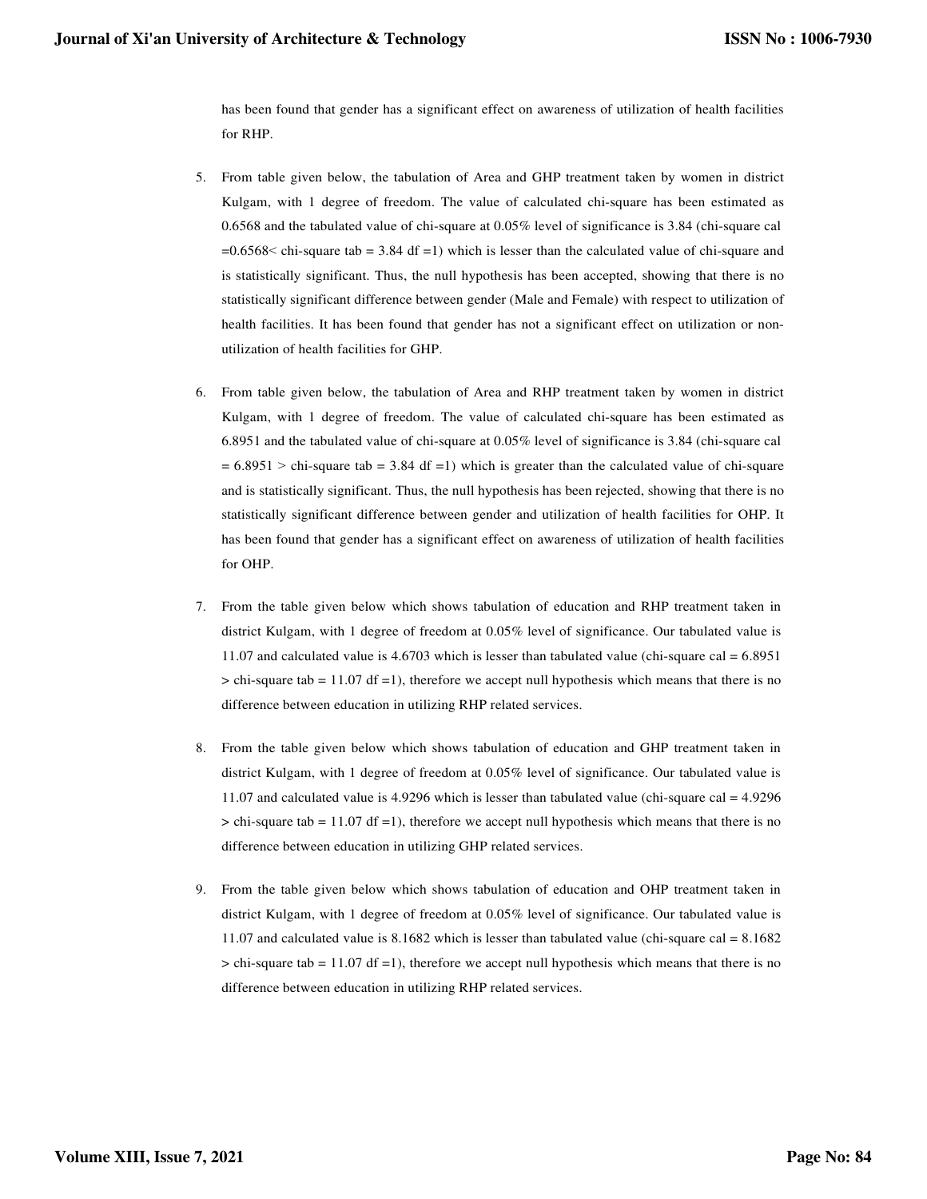has been found that gender has a significant effect on awareness of utilization of health facilities for RHP.

5. From table given below, the tabulation of Area and GHP treatment taken by women in district Kulgam, with 1 degree of freedom. The value of calculated chi-square has been estimated as 0.6568 and the tabulated value of chi-square at 0.05% level of significance is 3.84 (chi-square cal =0.6568< chi-square tab = 3.84 df =1) which is lesser than the calculated value of chi-square and is statistically significant. Thus, the null hypothesis has been accepted, showing that there is no statistically significant difference between gender (Male and Female) with respect to utilization of health facilities. It has been found that gender has not a significant effect on utilization or non-utilization of health facilities for GHP.

6. From table given below, the tabulation of Area and RHP treatment taken by women in district Kulgam, with 1 degree of freedom. The value of calculated chi-square has been estimated as 6.8951 and the tabulated value of chi-square at 0.05% level of significance is 3.84 (chi-square cal = 6.8951 > chi-square tab = 3.84 df =1) which is greater than the calculated value of chi-square and is statistically significant. Thus, the null hypothesis has been rejected, showing that there is no statistically significant difference between gender and utilization of health facilities for OHP. It has been found that gender has a significant effect on awareness of utilization of health facilities for OHP.

7. From the table given below which shows tabulation of education and RHP treatment taken in district Kulgam, with 1 degree of freedom at 0.05% level of significance. Our tabulated value is 11.07 and calculated value is 4.6703 which is lesser than tabulated value (chi-square cal = 6.8951 > chi-square tab = 11.07 df =1), therefore we accept null hypothesis which means that there is no difference between education in utilizing RHP related services.

8. From the table given below which shows tabulation of education and GHP treatment taken in district Kulgam, with 1 degree of freedom at 0.05% level of significance. Our tabulated value is 11.07 and calculated value is 4.9296 which is lesser than tabulated value (chi-square cal = 4.9296 > chi-square tab = 11.07 df =1), therefore we accept null hypothesis which means that there is no difference between education in utilizing GHP related services.

9. From the table given below which shows tabulation of education and OHP treatment taken in district Kulgam, with 1 degree of freedom at 0.05% level of significance. Our tabulated value is 11.07 and calculated value is 8.1682 which is lesser than tabulated value (chi-square cal = 8.1682 > chi-square tab = 11.07 df =1), therefore we accept null hypothesis which means that there is no difference between education in utilizing RHP related services.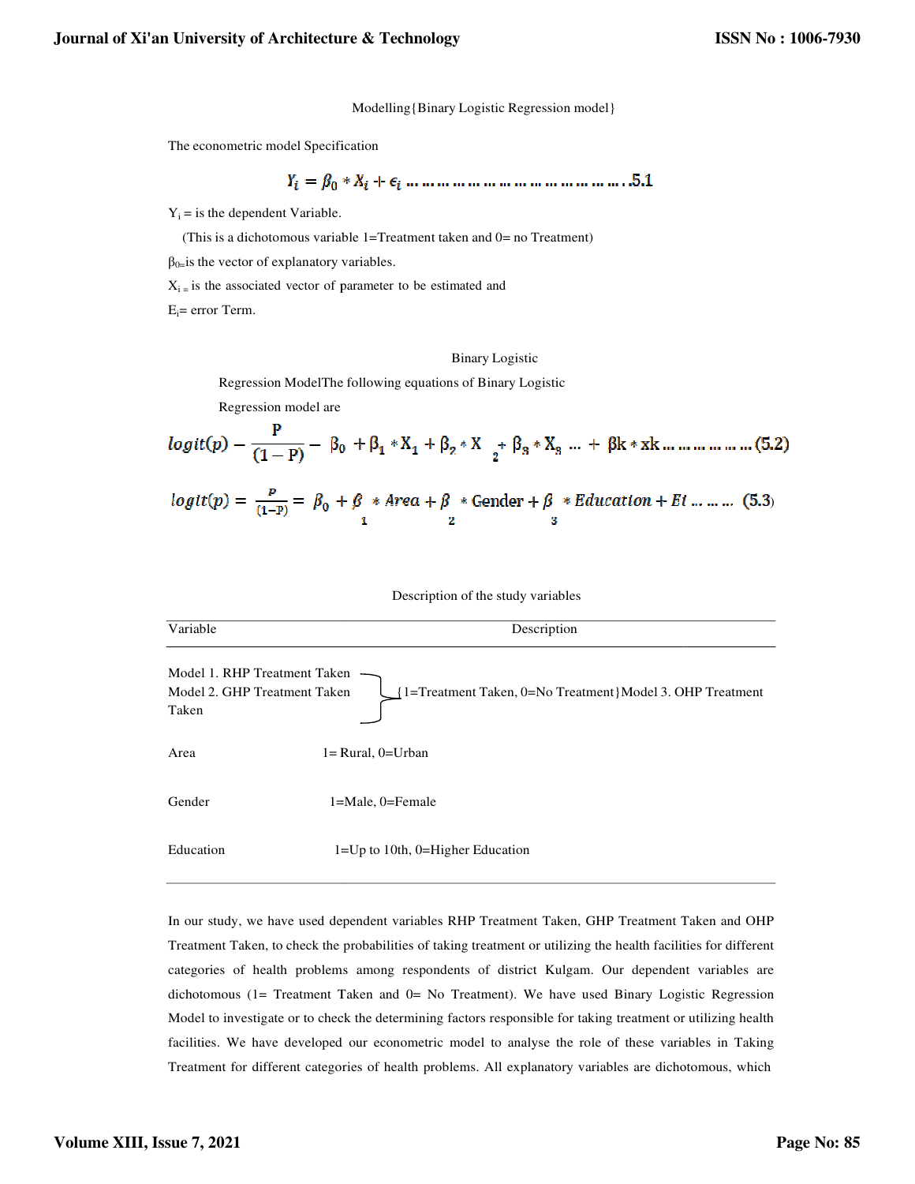Modelling{Binary Logistic Regression model}

The econometric model Specification

$$Y_i = \beta_0 * X_i + \epsilon_i \ldots\ldots\ldots\ldots\ldots\ldots\ldots\ldots\ldots\ldots\ldots\ldots\ldots .5.1$$

$Y_i$ = is the dependent Variable.

(This is a dichotomous variable 1=Treatment taken and 0= no Treatment)

$\beta_0$=is the vector of explanatory variables.

$X_i$ = is the associated vector of parameter to be estimated and

$E_i$= error Term.

Binary Logistic

Regression ModelThe following equations of Binary Logistic

Regression model are

$$logit(p) - \frac{P}{(1-P)} - \beta_0 + \beta_1 * X_1 + \beta_2 * X_2 + \beta_3 * X_3 \ldots + \beta k * xk \ldots\ldots\ldots\ldots\ldots (5.2)$$

$$logit(p) = \frac{P}{(1-P)} = \beta_0 + \beta_1 * Area + \beta_2 * Gender + \beta_3 * Education + Ei \ldots\ldots\ldots (5.3)$$

Description of the study variables

| Variable | Description |
|---|---|
| Model 1. RHP Treatment Taken<br>Model 2. GHP Treatment Taken<br>Model 3. OHP Treatment Taken | {1=Treatment Taken, 0=No Treatment} |
| Area | 1= Rural, 0=Urban |
| Gender | 1=Male, 0=Female |
| Education | 1=Up to 10th, 0=Higher Education |

In our study, we have used dependent variables RHP Treatment Taken, GHP Treatment Taken and OHP Treatment Taken, to check the probabilities of taking treatment or utilizing the health facilities for different categories of health problems among respondents of district Kulgam. Our dependent variables are dichotomous (1= Treatment Taken and 0= No Treatment). We have used Binary Logistic Regression Model to investigate or to check the determining factors responsible for taking treatment or utilizing health facilities. We have developed our econometric model to analyse the role of these variables in Taking Treatment for different categories of health problems. All explanatory variables are dichotomous, which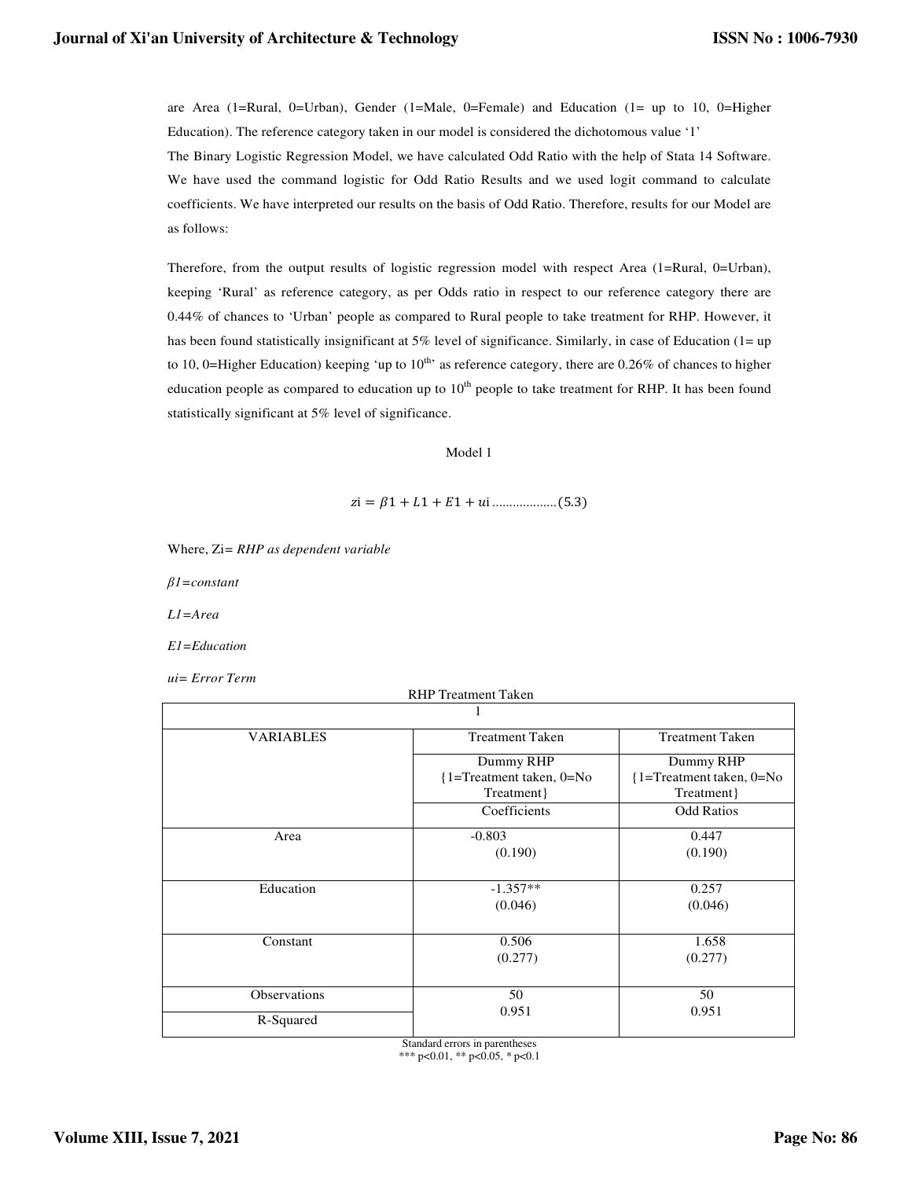are Area (1=Rural, 0=Urban), Gender (1=Male, 0=Female) and Education (1= up to 10, 0=Higher Education). The reference category taken in our model is considered the dichotomous value '1'

The Binary Logistic Regression Model, we have calculated Odd Ratio with the help of Stata 14 Software. We have used the command logistic for Odd Ratio Results and we used logit command to calculate coefficients. We have interpreted our results on the basis of Odd Ratio. Therefore, results for our Model are as follows:

Therefore, from the output results of logistic regression model with respect Area (1=Rural, 0=Urban), keeping 'Rural' as reference category, as per Odds ratio in respect to our reference category there are 0.44% of chances to 'Urban' people as compared to Rural people to take treatment for RHP. However, it has been found statistically insignificant at 5% level of significance. Similarly, in case of Education (1= up to 10, 0=Higher Education) keeping 'up to 10th' as reference category, there are 0.26% of chances to higher education people as compared to education up to 10th people to take treatment for RHP. It has been found statistically significant at 5% level of significance.

Model 1

$$zi = \beta 1 + L1 + E1 + ui \;..................(5.3)$$

Where, Zi= *RHP as dependent variable*

*β1=constant*

*L1=Area*

*E1=Education*

*ui= Error Term*

RHP Treatment Taken

| 1 | | |
|---|---|---|
| VARIABLES | Treatment Taken | Treatment Taken |
| | Dummy RHP {1=Treatment taken, 0=No Treatment} | Dummy RHP {1=Treatment taken, 0=No Treatment} |
| | Coefficients | Odd Ratios |
| Area | -0.803 (0.190) | 0.447 (0.190) |
| Education | -1.357** (0.046) | 0.257 (0.046) |
| Constant | 0.506 (0.277) | 1.658 (0.277) |
| Observations | 50 | 50 |
| R-Squared | 0.951 | 0.951 |

Standard errors in parentheses
*** p<0.01, ** p<0.05, * p<0.1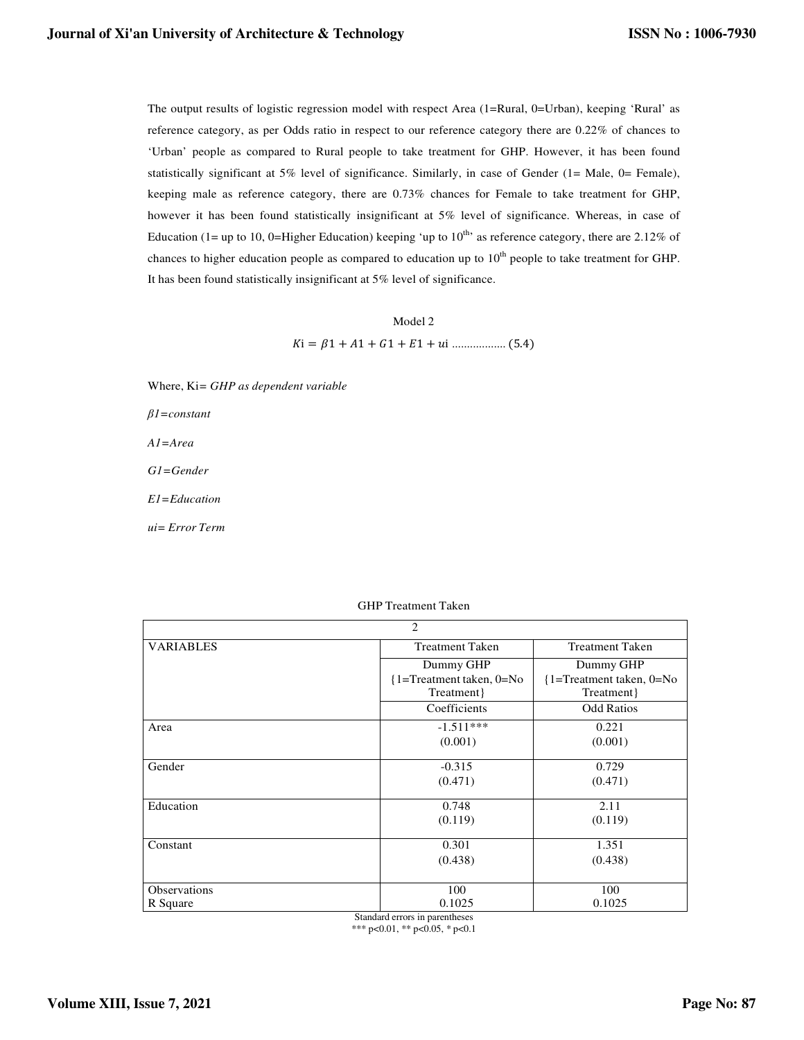The output results of logistic regression model with respect Area (1=Rural, 0=Urban), keeping 'Rural' as reference category, as per Odds ratio in respect to our reference category there are 0.22% of chances to 'Urban' people as compared to Rural people to take treatment for GHP. However, it has been found statistically significant at 5% level of significance. Similarly, in case of Gender (1= Male, 0= Female), keeping male as reference category, there are 0.73% chances for Female to take treatment for GHP, however it has been found statistically insignificant at 5% level of significance. Whereas, in case of Education (1= up to 10, 0=Higher Education) keeping 'up to $10^{th}$' as reference category, there are 2.12% of chances to higher education people as compared to education up to $10^{th}$ people to take treatment for GHP. It has been found statistically insignificant at 5% level of significance.

Model 2

$$Ki = \beta1 + A1 + G1 + E1 + ui \text{ .................. (5.4)}$$

Where, Ki= *GHP as dependent variable*

*β1=constant*

*A1=Area*

*G1=Gender*

*E1=Education*

*ui= Error Term*

GHP Treatment Taken

| 2 | | |
|---|---|---|
| VARIABLES | Treatment Taken | Treatment Taken |
| | Dummy GHP {1=Treatment taken, 0=No Treatment} | Dummy GHP {1=Treatment taken, 0=No Treatment} |
| | Coefficients | Odd Ratios |
| Area | -1.511*** (0.001) | 0.221 (0.001) |
| Gender | -0.315 (0.471) | 0.729 (0.471) |
| Education | 0.748 (0.119) | 2.11 (0.119) |
| Constant | 0.301 (0.438) | 1.351 (0.438) |
| Observations | 100 | 100 |
| R Square | 0.1025 | 0.1025 |

Standard errors in parentheses
*** p<0.01, ** p<0.05, * p<0.1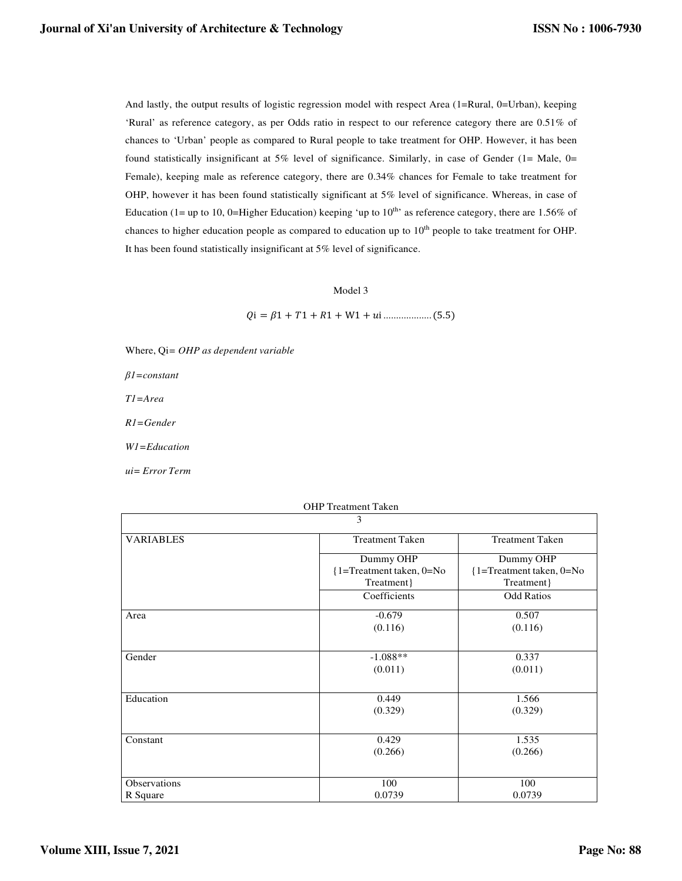And lastly, the output results of logistic regression model with respect Area (1=Rural, 0=Urban), keeping 'Rural' as reference category, as per Odds ratio in respect to our reference category there are 0.51% of chances to 'Urban' people as compared to Rural people to take treatment for OHP. However, it has been found statistically insignificant at 5% level of significance. Similarly, in case of Gender (1= Male, 0= Female), keeping male as reference category, there are 0.34% chances for Female to take treatment for OHP, however it has been found statistically significant at 5% level of significance. Whereas, in case of Education (1= up to 10, 0=Higher Education) keeping 'up to $10^{th}$' as reference category, there are 1.56% of chances to higher education people as compared to education up to $10^{th}$ people to take treatment for OHP. It has been found statistically insignificant at 5% level of significance.

Model 3

$$Qi = \beta 1 + T1 + R1 + W1 + ui \text{ .................. } (5.5)$$

Where, Qi= *OHP as dependent variable*

*β1=constant*

*T1=Area*

*R1=Gender*

*W1=Education*

*ui= Error Term*

OHP Treatment Taken

| 3 | | |
|---|---|---|
| VARIABLES | Treatment Taken | Treatment Taken |
| | Dummy OHP {1=Treatment taken, 0=No Treatment} | Dummy OHP {1=Treatment taken, 0=No Treatment} |
| | Coefficients | Odd Ratios |
| Area | -0.679 (0.116) | 0.507 (0.116) |
| Gender | -1.088** (0.011) | 0.337 (0.011) |
| Education | 0.449 (0.329) | 1.566 (0.329) |
| Constant | 0.429 (0.266) | 1.535 (0.266) |
| Observations | 100 | 100 |
| R Square | 0.0739 | 0.0739 |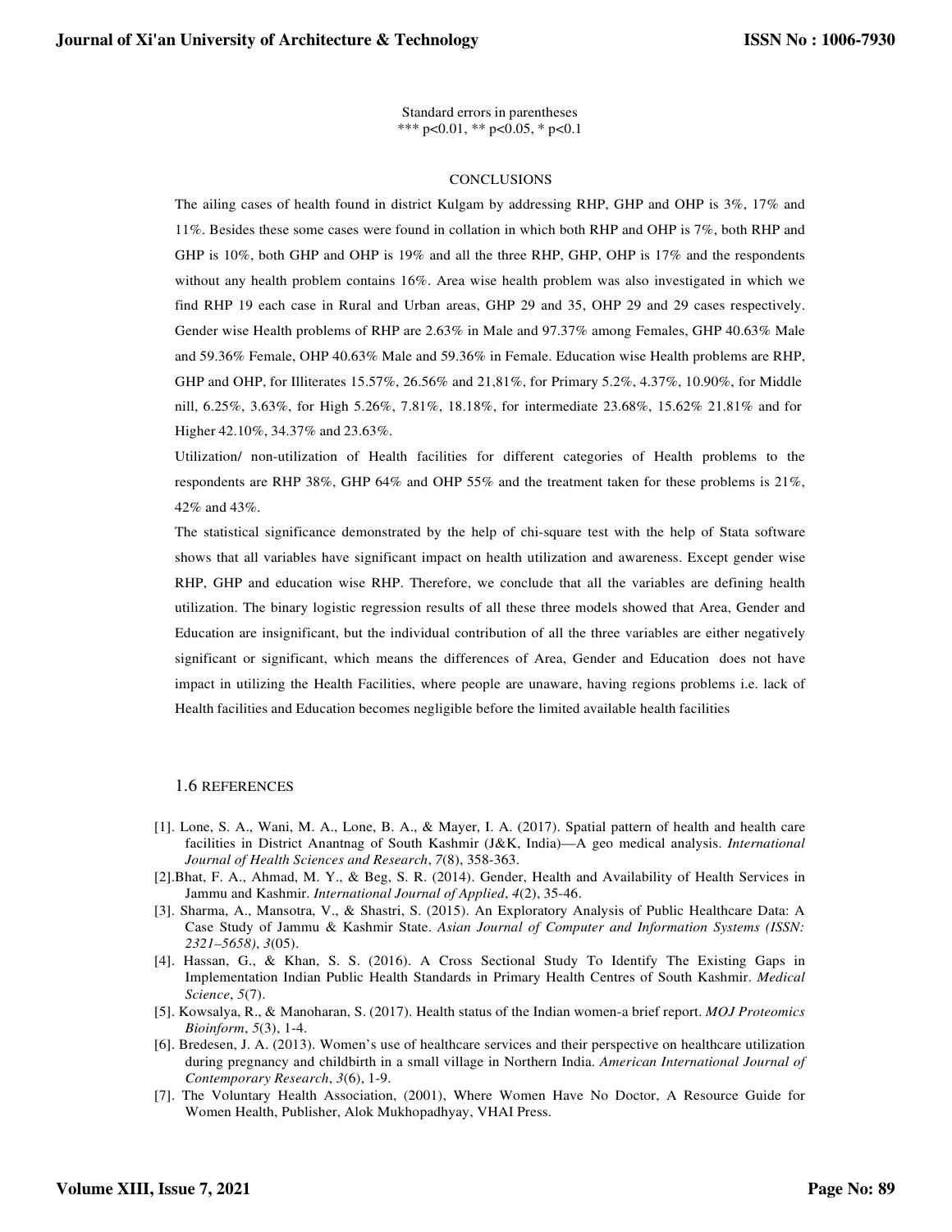Standard errors in parentheses
*** p<0.01, ** p<0.05, * p<0.1

## CONCLUSIONS

The ailing cases of health found in district Kulgam by addressing RHP, GHP and OHP is 3%, 17% and 11%. Besides these some cases were found in collation in which both RHP and OHP is 7%, both RHP and GHP is 10%, both GHP and OHP is 19% and all the three RHP, GHP, OHP is 17% and the respondents without any health problem contains 16%. Area wise health problem was also investigated in which we find RHP 19 each case in Rural and Urban areas, GHP 29 and 35, OHP 29 and 29 cases respectively. Gender wise Health problems of RHP are 2.63% in Male and 97.37% among Females, GHP 40.63% Male and 59.36% Female, OHP 40.63% Male and 59.36% in Female. Education wise Health problems are RHP, GHP and OHP, for Illiterates 15.57%, 26.56% and 21,81%, for Primary 5.2%, 4.37%, 10.90%, for Middle nill, 6.25%, 3.63%, for High 5.26%, 7.81%, 18.18%, for intermediate 23.68%, 15.62% 21.81% and for Higher 42.10%, 34.37% and 23.63%.

Utilization/ non-utilization of Health facilities for different categories of Health problems to the respondents are RHP 38%, GHP 64% and OHP 55% and the treatment taken for these problems is 21%, 42% and 43%.

The statistical significance demonstrated by the help of chi-square test with the help of Stata software shows that all variables have significant impact on health utilization and awareness. Except gender wise RHP, GHP and education wise RHP. Therefore, we conclude that all the variables are defining health utilization. The binary logistic regression results of all these three models showed that Area, Gender and Education are insignificant, but the individual contribution of all the three variables are either negatively significant or significant, which means the differences of Area, Gender and Education does not have impact in utilizing the Health Facilities, where people are unaware, having regions problems i.e. lack of Health facilities and Education becomes negligible before the limited available health facilities

## 1.6 REFERENCES

[1]. Lone, S. A., Wani, M. A., Lone, B. A., & Mayer, I. A. (2017). Spatial pattern of health and health care facilities in District Anantnag of South Kashmir (J&K, India)—A geo medical analysis. *International Journal of Health Sciences and Research*, *7*(8), 358-363.

[2].Bhat, F. A., Ahmad, M. Y., & Beg, S. R. (2014). Gender, Health and Availability of Health Services in Jammu and Kashmir. *International Journal of Applied*, *4*(2), 35-46.

[3]. Sharma, A., Mansotra, V., & Shastri, S. (2015). An Exploratory Analysis of Public Healthcare Data: A Case Study of Jammu & Kashmir State. *Asian Journal of Computer and Information Systems (ISSN: 2321–5658)*, *3*(05).

[4]. Hassan, G., & Khan, S. S. (2016). A Cross Sectional Study To Identify The Existing Gaps in Implementation Indian Public Health Standards in Primary Health Centres of South Kashmir. *Medical Science*, *5*(7).

[5]. Kowsalya, R., & Manoharan, S. (2017). Health status of the Indian women-a brief report. *MOJ Proteomics Bioinform*, *5*(3), 1-4.

[6]. Bredesen, J. A. (2013). Women's use of healthcare services and their perspective on healthcare utilization during pregnancy and childbirth in a small village in Northern India. *American International Journal of Contemporary Research*, *3*(6), 1-9.

[7]. The Voluntary Health Association, (2001), Where Women Have No Doctor, A Resource Guide for Women Health, Publisher, Alok Mukhopadhyay, VHAI Press.